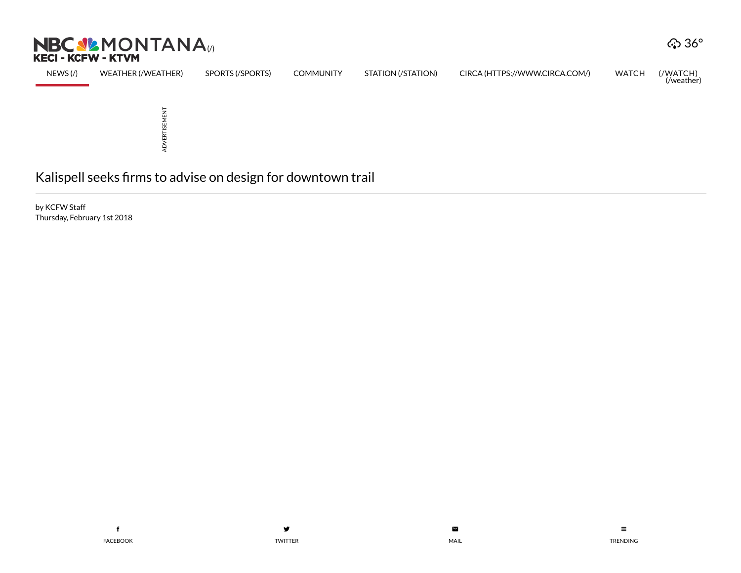# Kalispell seeks firms to advise on design for downtown trail

by KCFW Staff
Thursday, February 1st 2018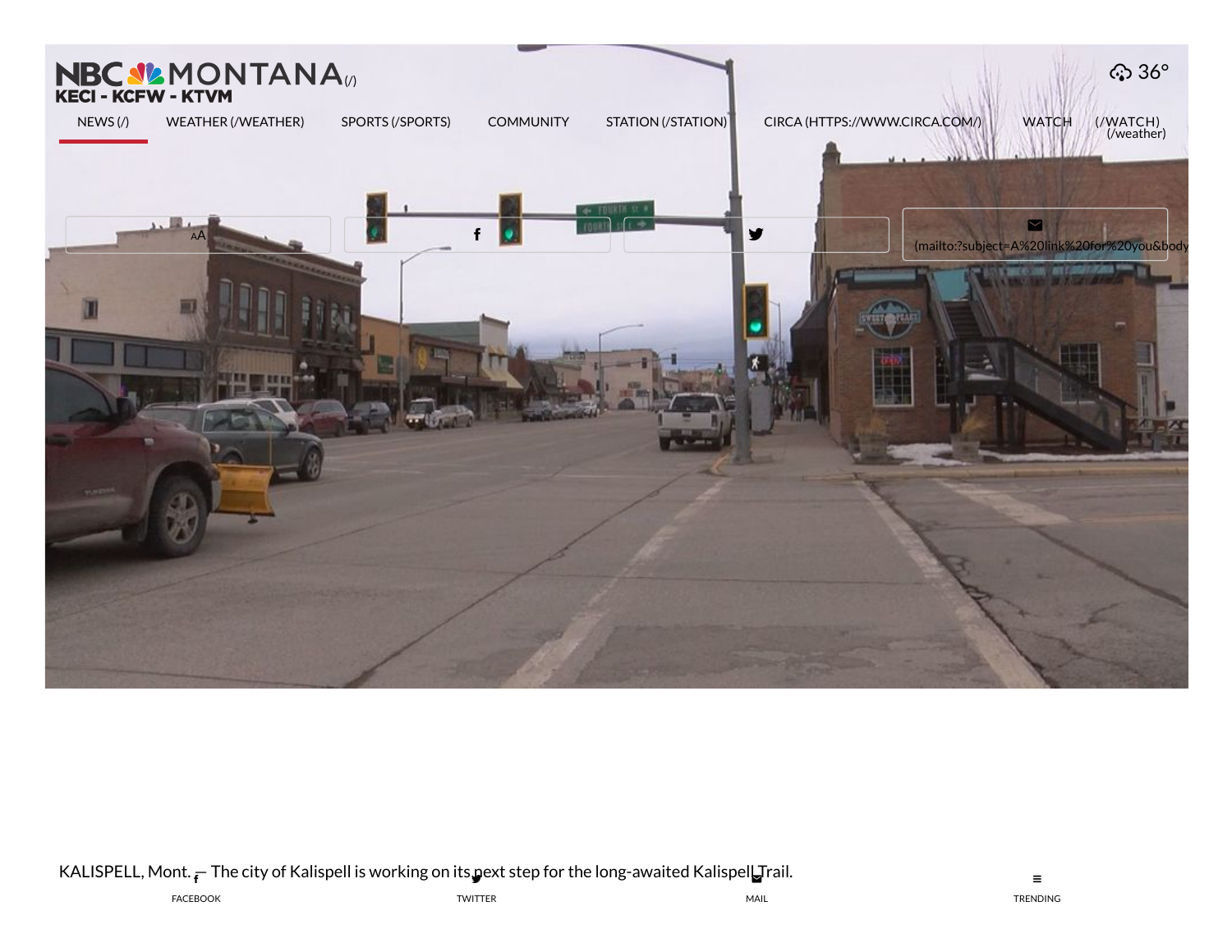KALISPELL, Mont. — The city of Kalispell is working on its next step for the long-awaited Kalispell Trail.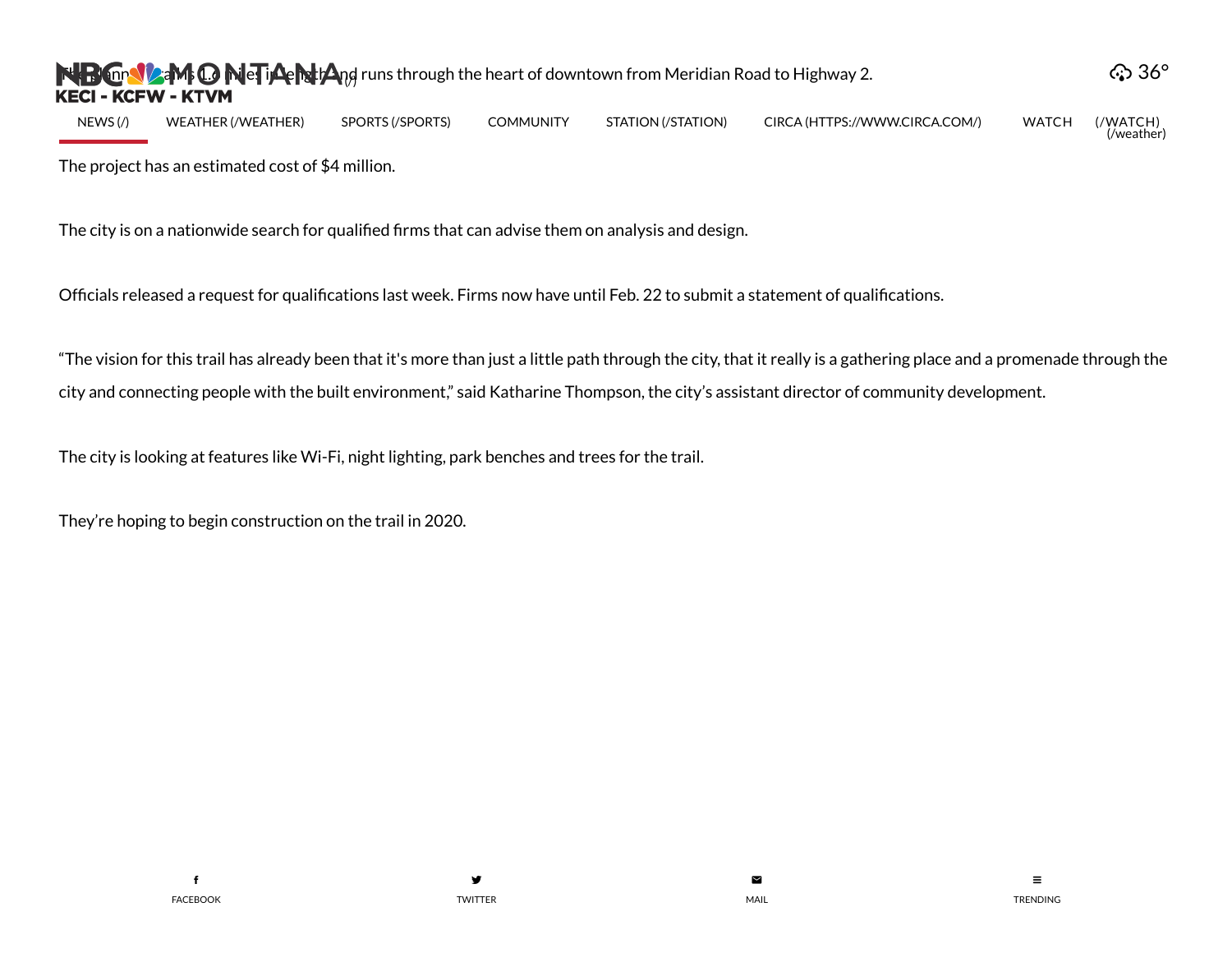The Glacier Rail Trail is 1.6 miles in length and runs through the heart of downtown from Meridian Road to Highway 2.

The project has an estimated cost of $4 million.

The city is on a nationwide search for qualified firms that can advise them on analysis and design.

Officials released a request for qualifications last week. Firms now have until Feb. 22 to submit a statement of qualifications.

“The vision for this trail has already been that it's more than just a little path through the city, that it really is a gathering place and a promenade through the city and connecting people with the built environment,” said Katharine Thompson, the city’s assistant director of community development.

The city is looking at features like Wi-Fi, night lighting, park benches and trees for the trail.

They’re hoping to begin construction on the trail in 2020.